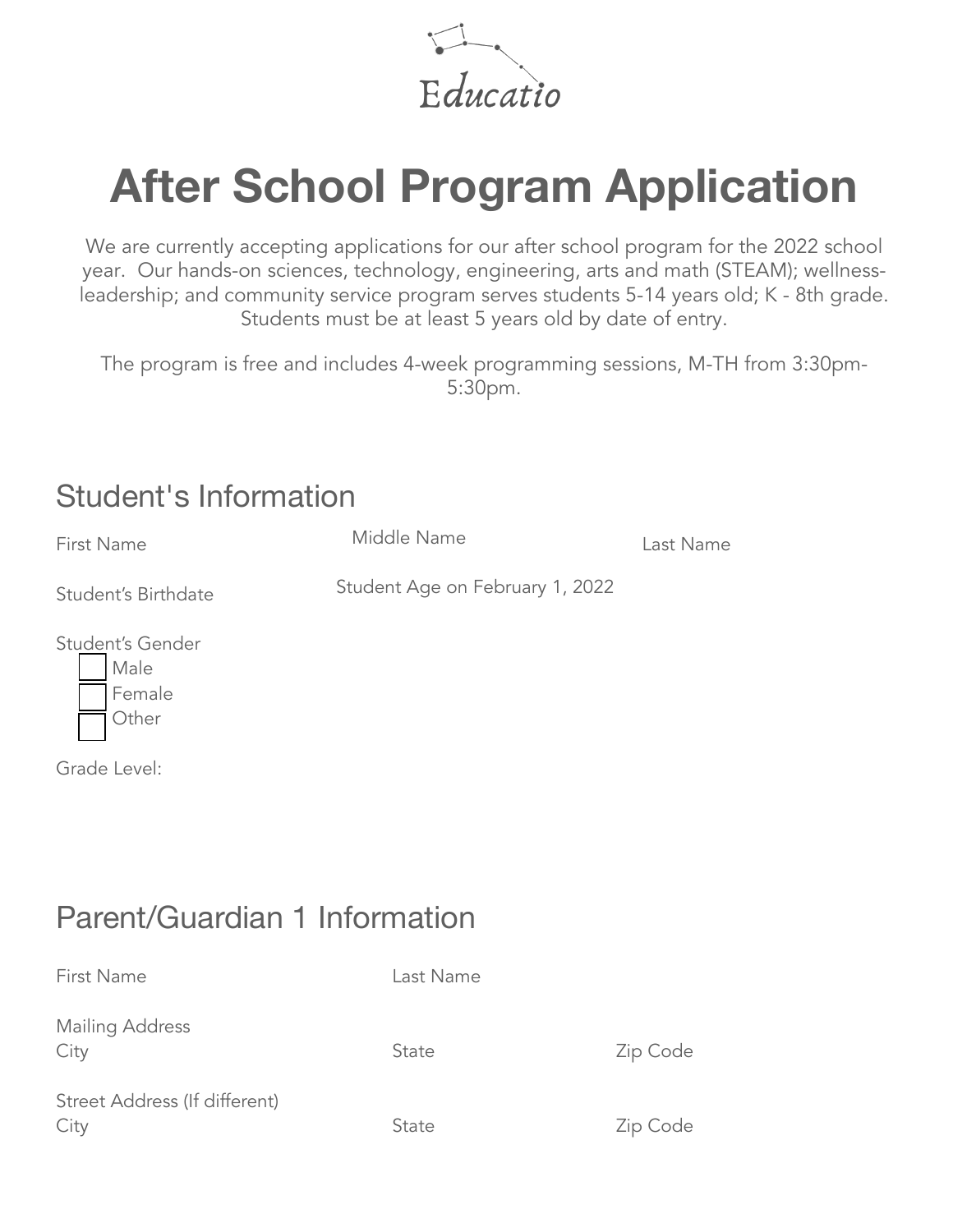Educatio

# After School Program Application

We are currently accepting applications for our after school program for the 2022 school year. Our hands-on sciences, technology, engineering, arts and math (STEAM); wellness-leadership; and community service program serves students 5-14 years old; K - 8th grade. Students must be at least 5 years old by date of entry.

The program is free and includes 4-week programming sessions, M-TH from 3:30pm-5:30pm.

## Student's Information

First Name Middle Name Last Name

Student's Birthdate Student Age on February 1, 2022

Student's Gender

- ☐ Male
- ☐ Female
- ☐ Other

Grade Level:

## Parent/Guardian 1 Information

First Name Last Name

Mailing Address
City State Zip Code

Street Address (If different)
City State Zip Code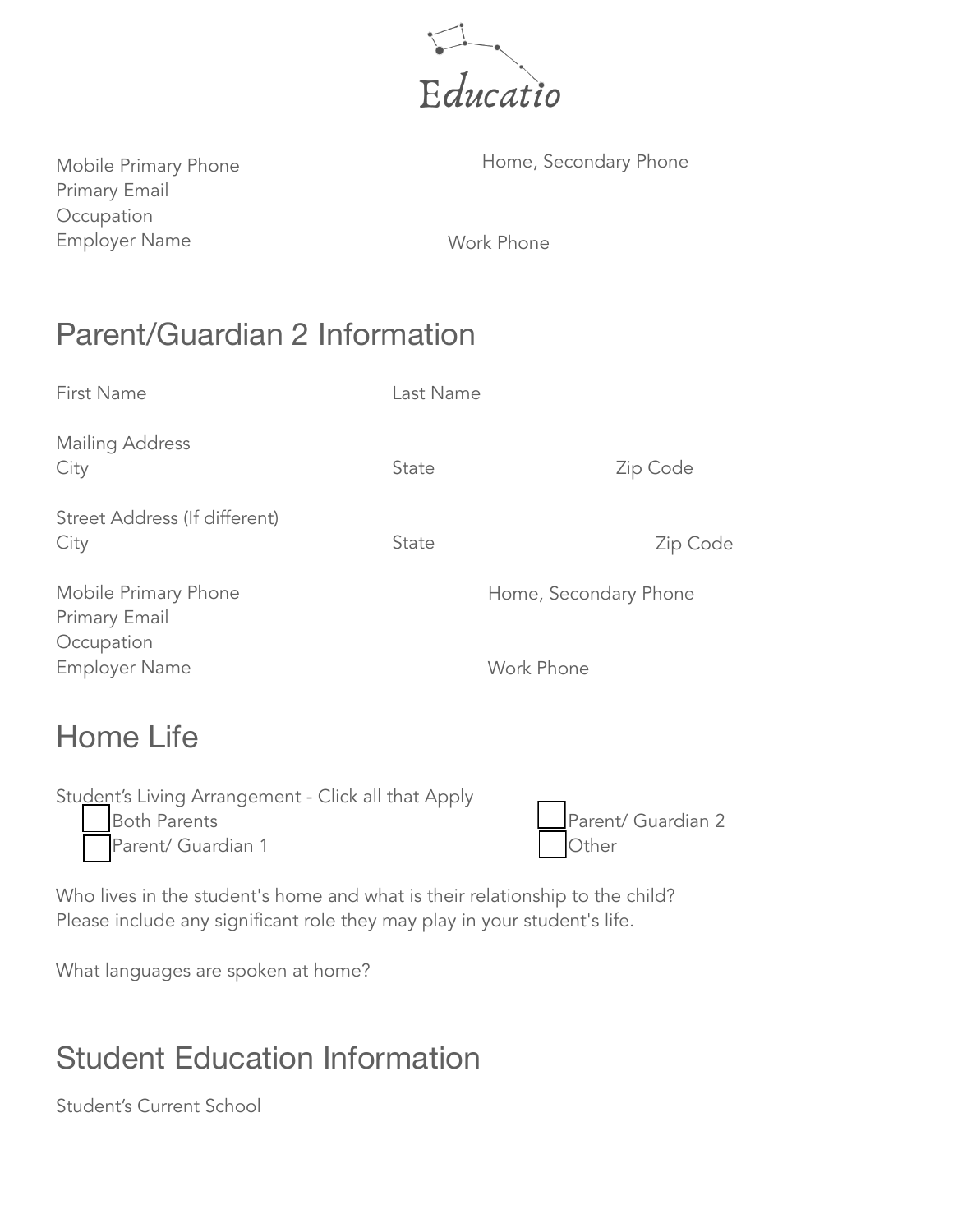Educatio

Mobile Primary Phone
Home, Secondary Phone
Primary Email
Occupation
Employer Name
Work Phone

## Parent/Guardian 2 Information

First Name
Last Name

Mailing Address
City
State
Zip Code

Street Address (If different)
City
State
Zip Code

Mobile Primary Phone
Home, Secondary Phone
Primary Email
Occupation
Employer Name
Work Phone

## Home Life

Student's Living Arrangement - Click all that Apply

- ☐ Both Parents
- ☐ Parent/ Guardian 1
- ☐ Parent/ Guardian 2
- ☐ Other

Who lives in the student's home and what is their relationship to the child? Please include any significant role they may play in your student's life.

What languages are spoken at home?

## Student Education Information

Student's Current School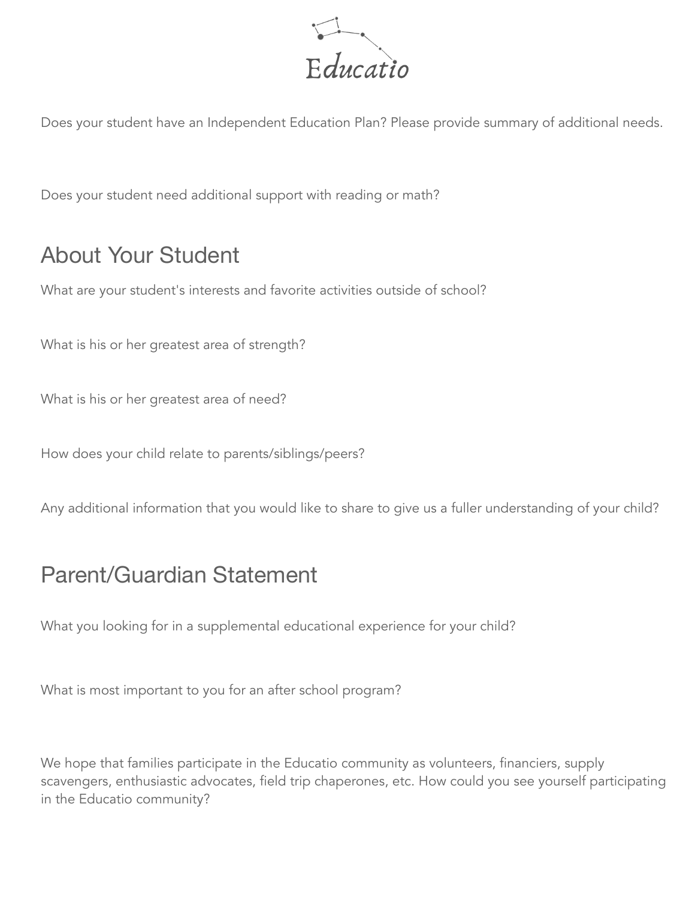Educatio

Does your student have an Independent Education Plan? Please provide summary of additional needs.

Does your student need additional support with reading or math?

## About Your Student

What are your student's interests and favorite activities outside of school?

What is his or her greatest area of strength?

What is his or her greatest area of need?

How does your child relate to parents/siblings/peers?

Any additional information that you would like to share to give us a fuller understanding of your child?

## Parent/Guardian Statement

What you looking for in a supplemental educational experience for your child?

What is most important to you for an after school program?

We hope that families participate in the Educatio community as volunteers, financiers, supply scavengers, enthusiastic advocates, field trip chaperones, etc. How could you see yourself participating in the Educatio community?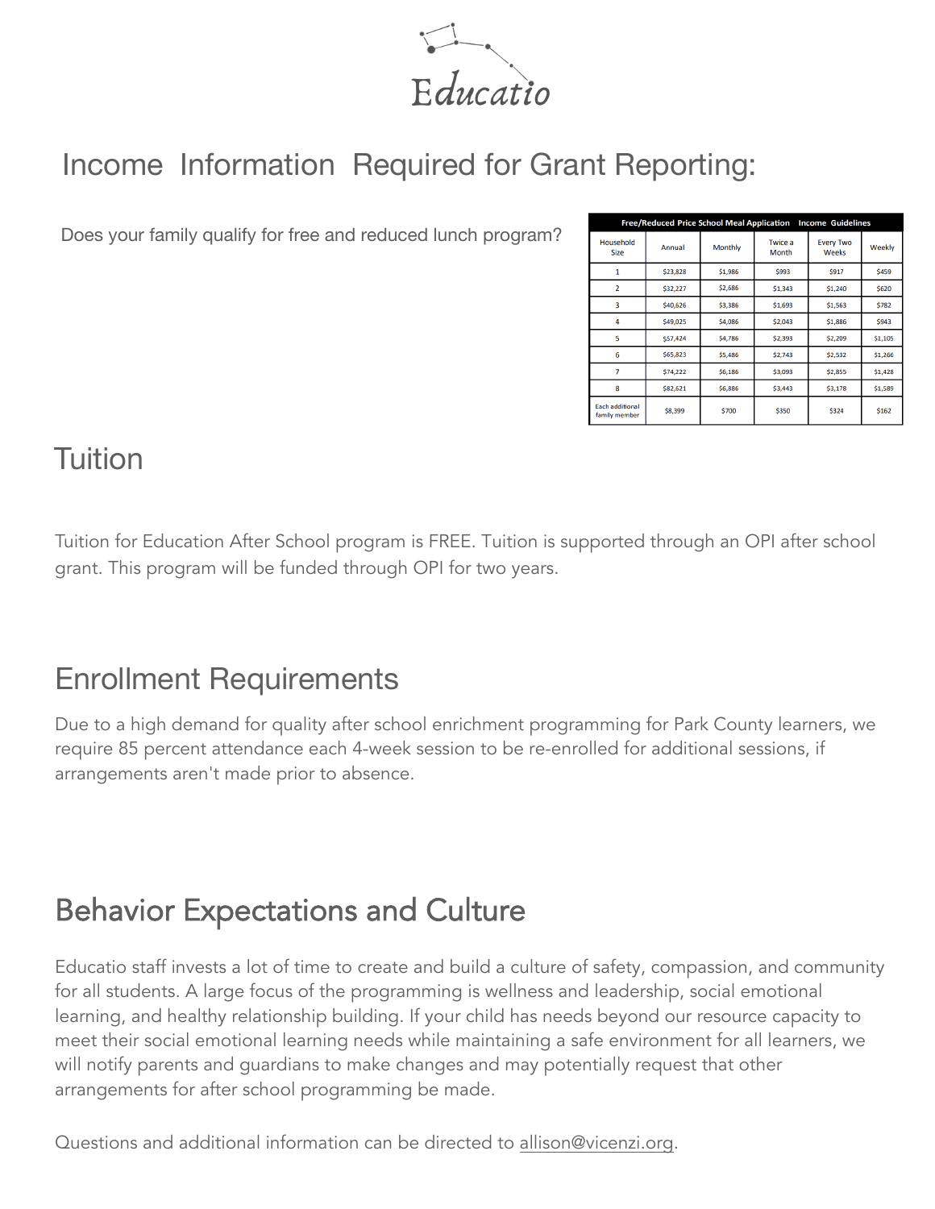# Educatio

## Income Information Required for Grant Reporting:

Does your family qualify for free and reduced lunch program?

| Free/Reduced Price School Meal Application Income Guidelines | | | | | |
|---|---|---|---|---|---|
| Household Size | Annual | Monthly | Twice a Month | Every Two Weeks | Weekly |
| 1 | $23,828 | $1,986 | $993 | $917 | $459 |
| 2 | $32,227 | $2,686 | $1,343 | $1,240 | $620 |
| 3 | $40,626 | $3,386 | $1,693 | $1,563 | $782 |
| 4 | $49,025 | $4,086 | $2,043 | $1,886 | $943 |
| 5 | $57,424 | $4,786 | $2,393 | $2,209 | $1,105 |
| 6 | $65,823 | $5,486 | $2,743 | $2,532 | $1,266 |
| 7 | $74,222 | $6,186 | $3,093 | $2,855 | $1,428 |
| 8 | $82,621 | $6,886 | $3,443 | $3,178 | $1,589 |
| Each additional family member | $8,399 | $700 | $350 | $324 | $162 |

## Tuition

Tuition for Education After School program is FREE. Tuition is supported through an OPI after school grant. This program will be funded through OPI for two years.

## Enrollment Requirements

Due to a high demand for quality after school enrichment programming for Park County learners, we require 85 percent attendance each 4-week session to be re-enrolled for additional sessions, if arrangements aren't made prior to absence.

## Behavior Expectations and Culture

Educatio staff invests a lot of time to create and build a culture of safety, compassion, and community for all students. A large focus of the programming is wellness and leadership, social emotional learning, and healthy relationship building. If your child has needs beyond our resource capacity to meet their social emotional learning needs while maintaining a safe environment for all learners, we will notify parents and guardians to make changes and may potentially request that other arrangements for after school programming be made.

Questions and additional information can be directed to allison@vicenzi.org.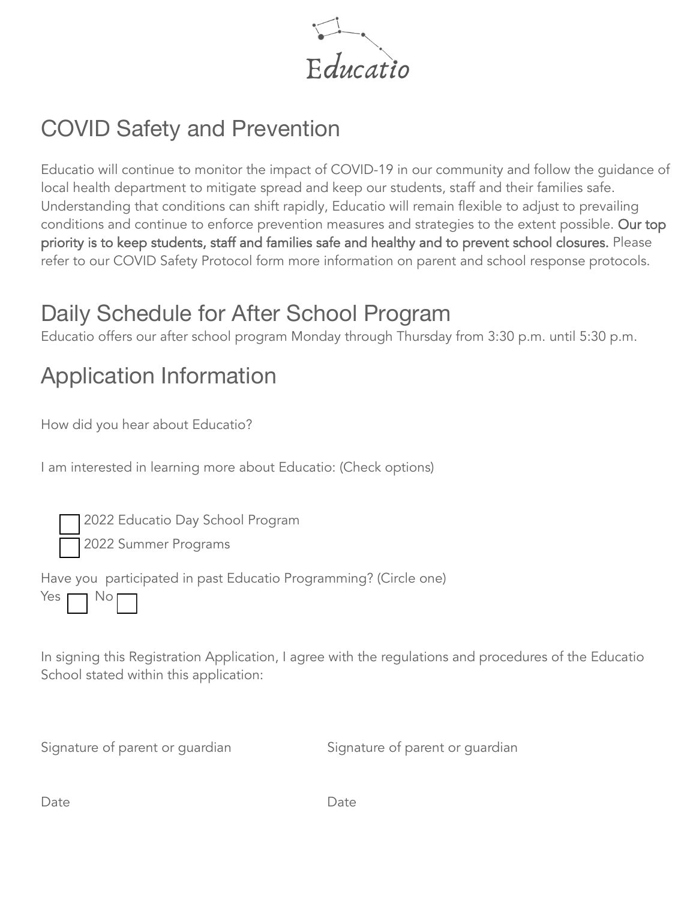Educatio

## COVID Safety and Prevention

Educatio will continue to monitor the impact of COVID-19 in our community and follow the guidance of local health department to mitigate spread and keep our students, staff and their families safe. Understanding that conditions can shift rapidly, Educatio will remain flexible to adjust to prevailing conditions and continue to enforce prevention measures and strategies to the extent possible. **Our top priority is to keep students, staff and families safe and healthy and to prevent school closures.** Please refer to our COVID Safety Protocol form more information on parent and school response protocols.

## Daily Schedule for After School Program

Educatio offers our after school program Monday through Thursday from 3:30 p.m. until 5:30 p.m.

## Application Information

How did you hear about Educatio?

I am interested in learning more about Educatio: (Check options)

- ☐ 2022 Educatio Day School Program
- ☐ 2022 Summer Programs

Have you participated in past Educatio Programming? (Circle one)

Yes ☐ No ☐

In signing this Registration Application, I agree with the regulations and procedures of the Educatio School stated within this application:

Signature of parent or guardian

Date

Signature of parent or guardian

Date